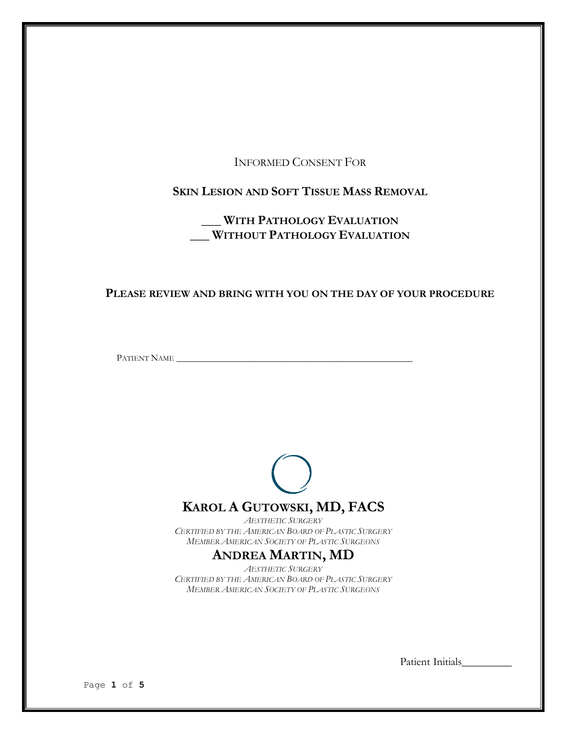INFORMED CONSENT FOR

# SKIN LESION AND SOFT TISSUE MASS REMOVAL

## ___ WITH PATHOLOGY EVALUATION
## ___ WITHOUT PATHOLOGY EVALUATION

**PLEASE REVIEW AND BRING WITH YOU ON THE DAY OF YOUR PROCEDURE**

PATIENT NAME ____________________________________________________

## KAROL A GUTOWSKI, MD, FACS

*AESTHETIC SURGERY*
*CERTIFIED BY THE AMERICAN BOARD OF PLASTIC SURGERY*
*MEMBER AMERICAN SOCIETY OF PLASTIC SURGEONS*

## ANDREA MARTIN, MD

*AESTHETIC SURGERY*
*CERTIFIED BY THE AMERICAN BOARD OF PLASTIC SURGERY*
*MEMBER AMERICAN SOCIETY OF PLASTIC SURGEONS*

Patient Initials_________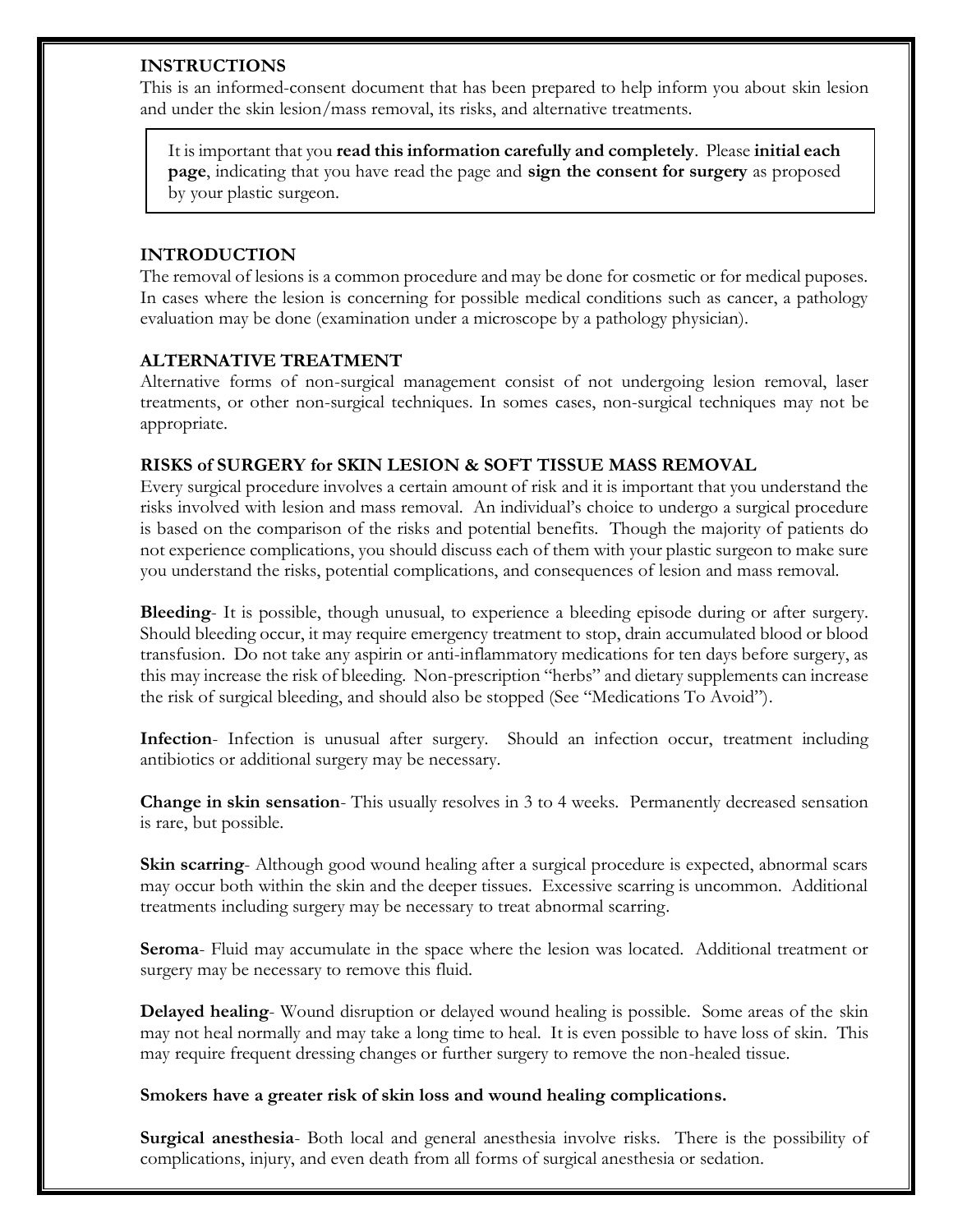### INSTRUCTIONS

This is an informed-consent document that has been prepared to help inform you about skin lesion and under the skin lesion/mass removal, its risks, and alternative treatments.

> It is important that you **read this information carefully and completely**. Please **initial each page**, indicating that you have read the page and **sign the consent for surgery** as proposed by your plastic surgeon.

### INTRODUCTION

The removal of lesions is a common procedure and may be done for cosmetic or for medical puposes. In cases where the lesion is concerning for possible medical conditions such as cancer, a pathology evaluation may be done (examination under a microscope by a pathology physician).

### ALTERNATIVE TREATMENT

Alternative forms of non-surgical management consist of not undergoing lesion removal, laser treatments, or other non-surgical techniques. In somes cases, non-surgical techniques may not be appropriate.

### RISKS of SURGERY for SKIN LESION & SOFT TISSUE MASS REMOVAL

Every surgical procedure involves a certain amount of risk and it is important that you understand the risks involved with lesion and mass removal. An individual's choice to undergo a surgical procedure is based on the comparison of the risks and potential benefits. Though the majority of patients do not experience complications, you should discuss each of them with your plastic surgeon to make sure you understand the risks, potential complications, and consequences of lesion and mass removal.

**Bleeding**- It is possible, though unusual, to experience a bleeding episode during or after surgery. Should bleeding occur, it may require emergency treatment to stop, drain accumulated blood or blood transfusion. Do not take any aspirin or anti-inflammatory medications for ten days before surgery, as this may increase the risk of bleeding. Non-prescription "herbs" and dietary supplements can increase the risk of surgical bleeding, and should also be stopped (See "Medications To Avoid").

**Infection**- Infection is unusual after surgery. Should an infection occur, treatment including antibiotics or additional surgery may be necessary.

**Change in skin sensation**- This usually resolves in 3 to 4 weeks. Permanently decreased sensation is rare, but possible.

**Skin scarring**- Although good wound healing after a surgical procedure is expected, abnormal scars may occur both within the skin and the deeper tissues. Excessive scarring is uncommon. Additional treatments including surgery may be necessary to treat abnormal scarring.

**Seroma**- Fluid may accumulate in the space where the lesion was located. Additional treatment or surgery may be necessary to remove this fluid.

**Delayed healing**- Wound disruption or delayed wound healing is possible. Some areas of the skin may not heal normally and may take a long time to heal. It is even possible to have loss of skin. This may require frequent dressing changes or further surgery to remove the non-healed tissue.

**Smokers have a greater risk of skin loss and wound healing complications.**

**Surgical anesthesia**- Both local and general anesthesia involve risks. There is the possibility of complications, injury, and even death from all forms of surgical anesthesia or sedation.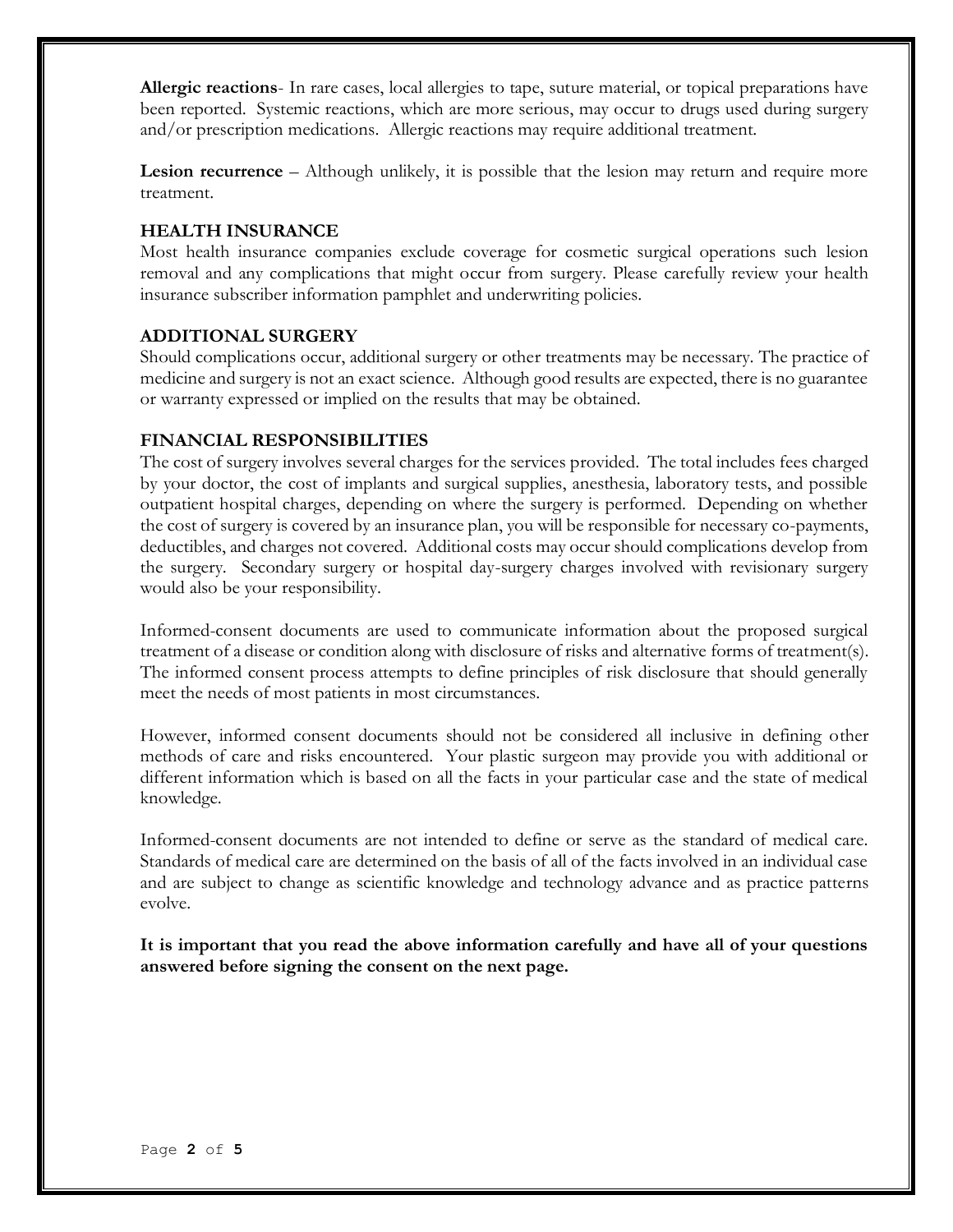**Allergic reactions**- In rare cases, local allergies to tape, suture material, or topical preparations have been reported. Systemic reactions, which are more serious, may occur to drugs used during surgery and/or prescription medications. Allergic reactions may require additional treatment.

**Lesion recurrence** – Although unlikely, it is possible that the lesion may return and require more treatment.

**HEALTH INSURANCE**

Most health insurance companies exclude coverage for cosmetic surgical operations such lesion removal and any complications that might occur from surgery. Please carefully review your health insurance subscriber information pamphlet and underwriting policies.

**ADDITIONAL SURGERY**

Should complications occur, additional surgery or other treatments may be necessary. The practice of medicine and surgery is not an exact science. Although good results are expected, there is no guarantee or warranty expressed or implied on the results that may be obtained.

**FINANCIAL RESPONSIBILITIES**

The cost of surgery involves several charges for the services provided. The total includes fees charged by your doctor, the cost of implants and surgical supplies, anesthesia, laboratory tests, and possible outpatient hospital charges, depending on where the surgery is performed. Depending on whether the cost of surgery is covered by an insurance plan, you will be responsible for necessary co-payments, deductibles, and charges not covered. Additional costs may occur should complications develop from the surgery. Secondary surgery or hospital day-surgery charges involved with revisionary surgery would also be your responsibility.

Informed-consent documents are used to communicate information about the proposed surgical treatment of a disease or condition along with disclosure of risks and alternative forms of treatment(s). The informed consent process attempts to define principles of risk disclosure that should generally meet the needs of most patients in most circumstances.

However, informed consent documents should not be considered all inclusive in defining other methods of care and risks encountered. Your plastic surgeon may provide you with additional or different information which is based on all the facts in your particular case and the state of medical knowledge.

Informed-consent documents are not intended to define or serve as the standard of medical care. Standards of medical care are determined on the basis of all of the facts involved in an individual case and are subject to change as scientific knowledge and technology advance and as practice patterns evolve.

**It is important that you read the above information carefully and have all of your questions answered before signing the consent on the next page.**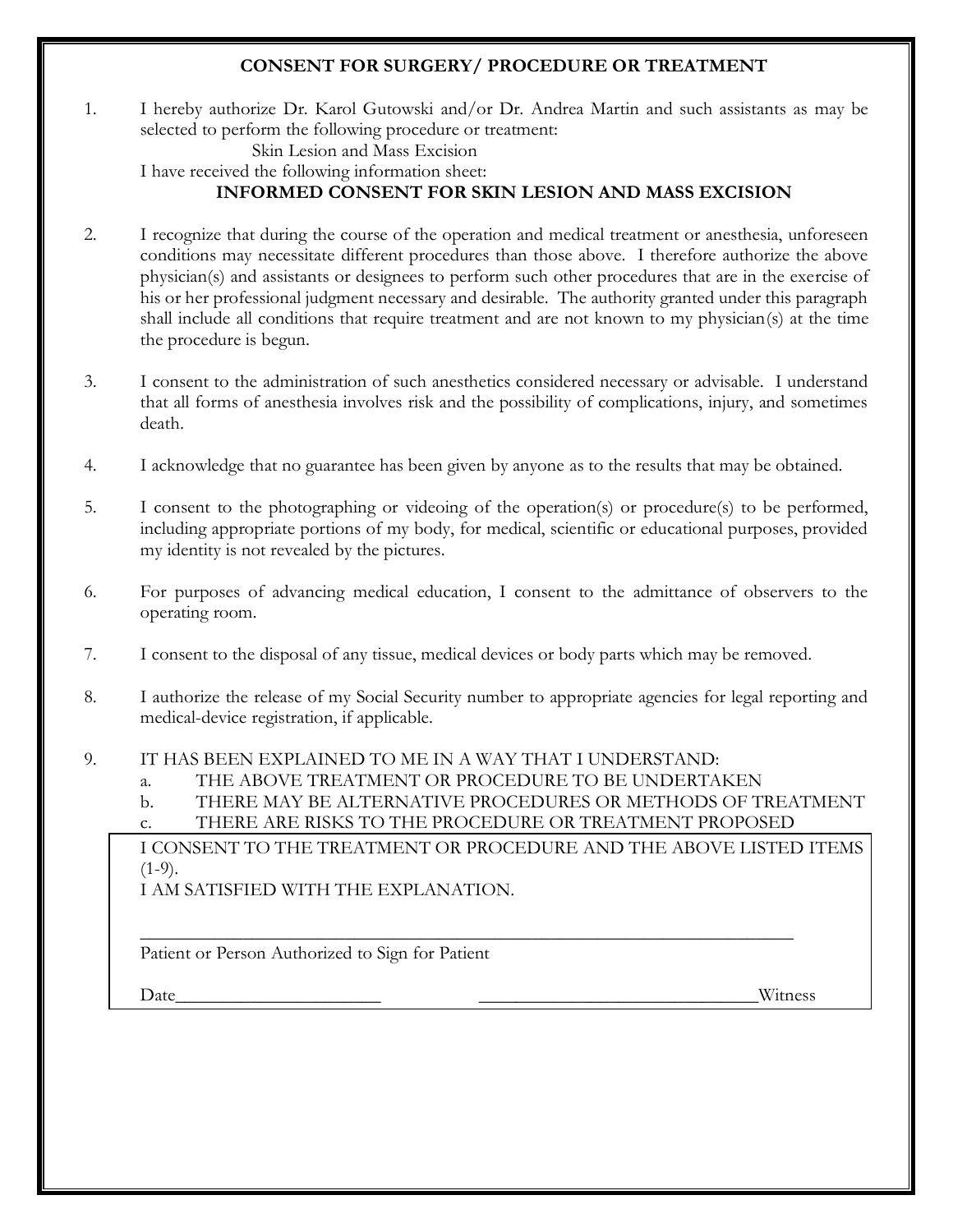# CONSENT FOR SURGERY/ PROCEDURE OR TREATMENT

1. I hereby authorize Dr. Karol Gutowski and/or Dr. Andrea Martin and such assistants as may be selected to perform the following procedure or treatment:

   Skin Lesion and Mass Excision

   I have received the following information sheet:

   **INFORMED CONSENT FOR SKIN LESION AND MASS EXCISION**

2. I recognize that during the course of the operation and medical treatment or anesthesia, unforeseen conditions may necessitate different procedures than those above. I therefore authorize the above physician(s) and assistants or designees to perform such other procedures that are in the exercise of his or her professional judgment necessary and desirable. The authority granted under this paragraph shall include all conditions that require treatment and are not known to my physician(s) at the time the procedure is begun.

3. I consent to the administration of such anesthetics considered necessary or advisable. I understand that all forms of anesthesia involves risk and the possibility of complications, injury, and sometimes death.

4. I acknowledge that no guarantee has been given by anyone as to the results that may be obtained.

5. I consent to the photographing or videoing of the operation(s) or procedure(s) to be performed, including appropriate portions of my body, for medical, scientific or educational purposes, provided my identity is not revealed by the pictures.

6. For purposes of advancing medical education, I consent to the admittance of observers to the operating room.

7. I consent to the disposal of any tissue, medical devices or body parts which may be removed.

8. I authorize the release of my Social Security number to appropriate agencies for legal reporting and medical-device registration, if applicable.

9. IT HAS BEEN EXPLAINED TO ME IN A WAY THAT I UNDERSTAND:
   a. THE ABOVE TREATMENT OR PROCEDURE TO BE UNDERTAKEN
   b. THERE MAY BE ALTERNATIVE PROCEDURES OR METHODS OF TREATMENT
   c. THERE ARE RISKS TO THE PROCEDURE OR TREATMENT PROPOSED

I CONSENT TO THE TREATMENT OR PROCEDURE AND THE ABOVE LISTED ITEMS (1-9).

I AM SATISFIED WITH THE EXPLANATION.

_______________________________________________________________________

Patient or Person Authorized to Sign for Patient

Date______________________ ______________________________Witness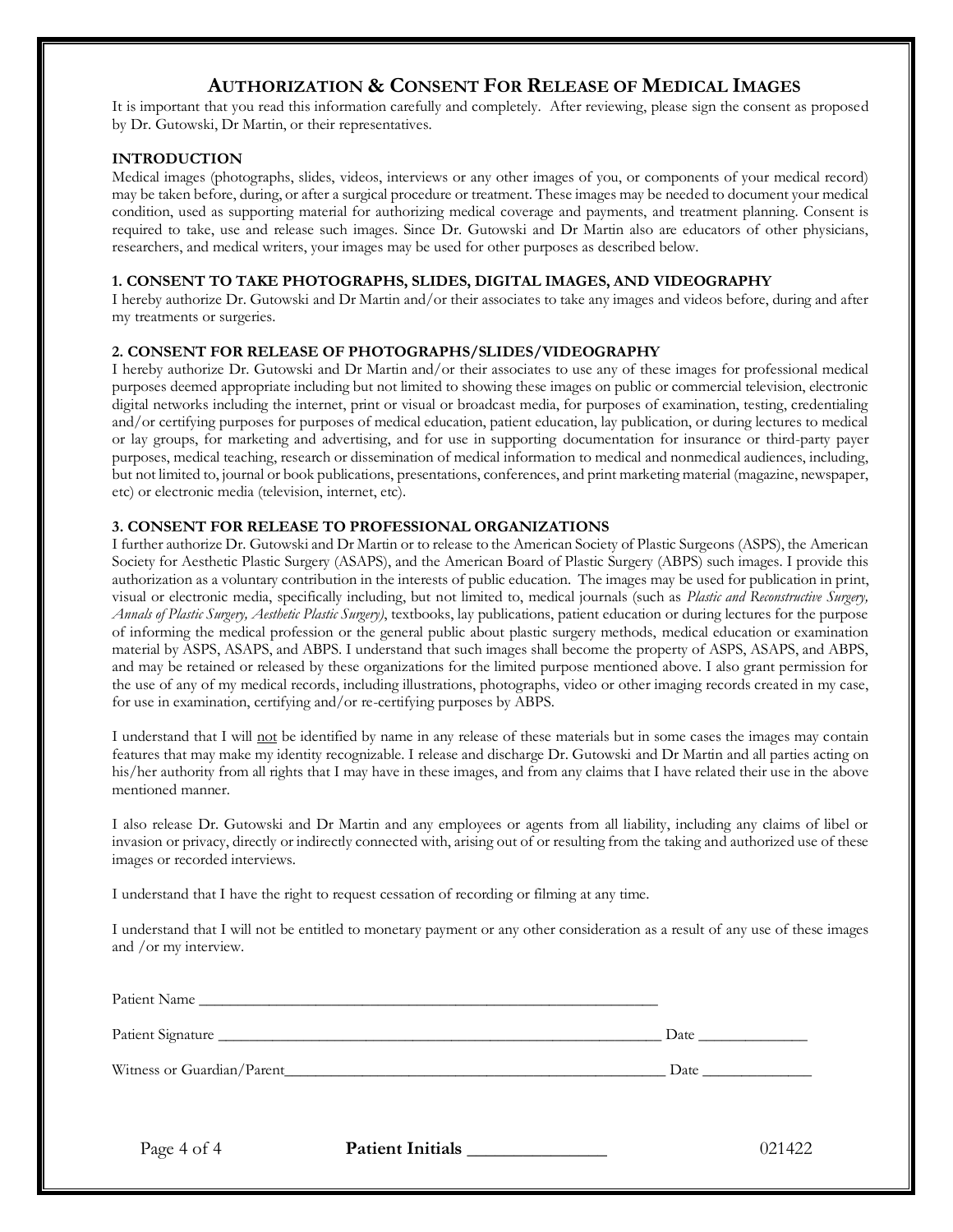# AUTHORIZATION & CONSENT FOR RELEASE OF MEDICAL IMAGES

It is important that you read this information carefully and completely. After reviewing, please sign the consent as proposed by Dr. Gutowski, Dr Martin, or their representatives.

### INTRODUCTION

Medical images (photographs, slides, videos, interviews or any other images of you, or components of your medical record) may be taken before, during, or after a surgical procedure or treatment. These images may be needed to document your medical condition, used as supporting material for authorizing medical coverage and payments, and treatment planning. Consent is required to take, use and release such images. Since Dr. Gutowski and Dr Martin also are educators of other physicians, researchers, and medical writers, your images may be used for other purposes as described below.

### 1. CONSENT TO TAKE PHOTOGRAPHS, SLIDES, DIGITAL IMAGES, AND VIDEOGRAPHY

I hereby authorize Dr. Gutowski and Dr Martin and/or their associates to take any images and videos before, during and after my treatments or surgeries.

### 2. CONSENT FOR RELEASE OF PHOTOGRAPHS/SLIDES/VIDEOGRAPHY

I hereby authorize Dr. Gutowski and Dr Martin and/or their associates to use any of these images for professional medical purposes deemed appropriate including but not limited to showing these images on public or commercial television, electronic digital networks including the internet, print or visual or broadcast media, for purposes of examination, testing, credentialing and/or certifying purposes for purposes of medical education, patient education, lay publication, or during lectures to medical or lay groups, for marketing and advertising, and for use in supporting documentation for insurance or third-party payer purposes, medical teaching, research or dissemination of medical information to medical and nonmedical audiences, including, but not limited to, journal or book publications, presentations, conferences, and print marketing material (magazine, newspaper, etc) or electronic media (television, internet, etc).

### 3. CONSENT FOR RELEASE TO PROFESSIONAL ORGANIZATIONS

I further authorize Dr. Gutowski and Dr Martin or to release to the American Society of Plastic Surgeons (ASPS), the American Society for Aesthetic Plastic Surgery (ASAPS), and the American Board of Plastic Surgery (ABPS) such images. I provide this authorization as a voluntary contribution in the interests of public education. The images may be used for publication in print, visual or electronic media, specifically including, but not limited to, medical journals (such as *Plastic and Reconstructive Surgery, Annals of Plastic Surgery, Aesthetic Plastic Surgery)*, textbooks, lay publications, patient education or during lectures for the purpose of informing the medical profession or the general public about plastic surgery methods, medical education or examination material by ASPS, ASAPS, and ABPS. I understand that such images shall become the property of ASPS, ASAPS, and ABPS, and may be retained or released by these organizations for the limited purpose mentioned above. I also grant permission for the use of any of my medical records, including illustrations, photographs, video or other imaging records created in my case, for use in examination, certifying and/or re-certifying purposes by ABPS.

I understand that I will <u>not</u> be identified by name in any release of these materials but in some cases the images may contain features that may make my identity recognizable. I release and discharge Dr. Gutowski and Dr Martin and all parties acting on his/her authority from all rights that I may have in these images, and from any claims that I have related their use in the above mentioned manner.

I also release Dr. Gutowski and Dr Martin and any employees or agents from all liability, including any claims of libel or invasion or privacy, directly or indirectly connected with, arising out of or resulting from the taking and authorized use of these images or recorded interviews.

I understand that I have the right to request cessation of recording or filming at any time.

I understand that I will not be entitled to monetary payment or any other consideration as a result of any use of these images and /or my interview.

Patient Name ____________________________________________________________

Patient Signature ____________________________________________________________ Date ______________

Witness or Guardian/Parent____________________________________________________ Date ______________

**Patient Initials ______________**

021422